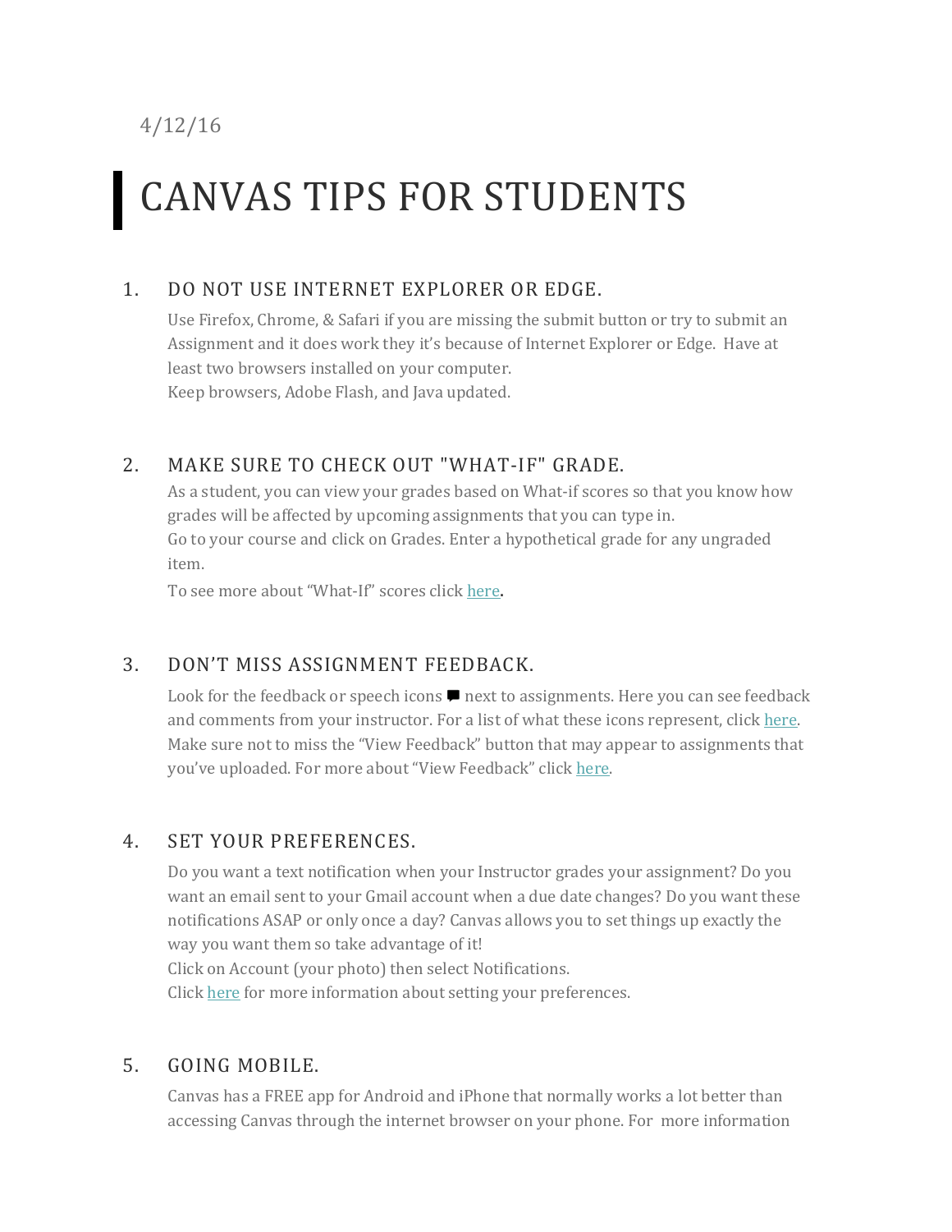4/12/16

# CANVAS TIPS FOR STUDENTS

## 1. DO NOT USE INTERNET EXPLORER OR EDGE.

Use Firefox, Chrome, & Safari if you are missing the submit button or try to submit an Assignment and it does work they it's because of Internet Explorer or Edge. Have at least two browsers installed on your computer.
Keep browsers, Adobe Flash, and Java updated.

## 2. MAKE SURE TO CHECK OUT "WHAT-IF" GRADE.

As a student, you can view your grades based on What-if scores so that you know how grades will be affected by upcoming assignments that you can type in.
Go to your course and click on Grades. Enter a hypothetical grade for any ungraded item.
To see more about "What-If" scores click here.

## 3. DON'T MISS ASSIGNMENT FEEDBACK.

Look for the feedback or speech icons 💬 next to assignments. Here you can see feedback and comments from your instructor. For a list of what these icons represent, click here.
Make sure not to miss the "View Feedback" button that may appear to assignments that you've uploaded. For more about "View Feedback" click here.

## 4. SET YOUR PREFERENCES.

Do you want a text notification when your Instructor grades your assignment? Do you want an email sent to your Gmail account when a due date changes? Do you want these notifications ASAP or only once a day? Canvas allows you to set things up exactly the way you want them so take advantage of it!
Click on Account (your photo) then select Notifications.
Click here for more information about setting your preferences.

## 5. GOING MOBILE.

Canvas has a FREE app for Android and iPhone that normally works a lot better than accessing Canvas through the internet browser on your phone. For more information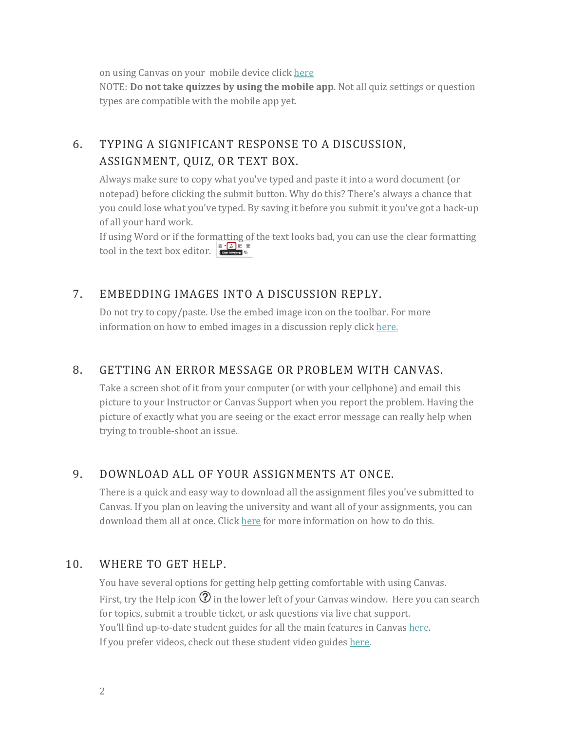on using Canvas on your mobile device click here

NOTE: **Do not take quizzes by using the mobile app**. Not all quiz settings or question types are compatible with the mobile app yet.

## 6. TYPING A SIGNIFICANT RESPONSE TO A DISCUSSION, ASSIGNMENT, QUIZ, OR TEXT BOX.

Always make sure to copy what you've typed and paste it into a word document (or notepad) before clicking the submit button. Why do this? There's always a chance that you could lose what you've typed. By saving it before you submit it you've got a back-up of all your hard work.

If using Word or if the formatting of the text looks bad, you can use the clear formatting tool in the text box editor.

## 7. EMBEDDING IMAGES INTO A DISCUSSION REPLY.

Do not try to copy/paste. Use the embed image icon on the toolbar. For more information on how to embed images in a discussion reply click here.

## 8. GETTING AN ERROR MESSAGE OR PROBLEM WITH CANVAS.

Take a screen shot of it from your computer (or with your cellphone) and email this picture to your Instructor or Canvas Support when you report the problem. Having the picture of exactly what you are seeing or the exact error message can really help when trying to trouble-shoot an issue.

## 9. DOWNLOAD ALL OF YOUR ASSIGNMENTS AT ONCE.

There is a quick and easy way to download all the assignment files you've submitted to Canvas. If you plan on leaving the university and want all of your assignments, you can download them all at once. Click here for more information on how to do this.

## 10. WHERE TO GET HELP.

You have several options for getting help getting comfortable with using Canvas.

First, try the Help icon in the lower left of your Canvas window. Here you can search for topics, submit a trouble ticket, or ask questions via live chat support.

You'll find up-to-date student guides for all the main features in Canvas here.

If you prefer videos, check out these student video guides here.